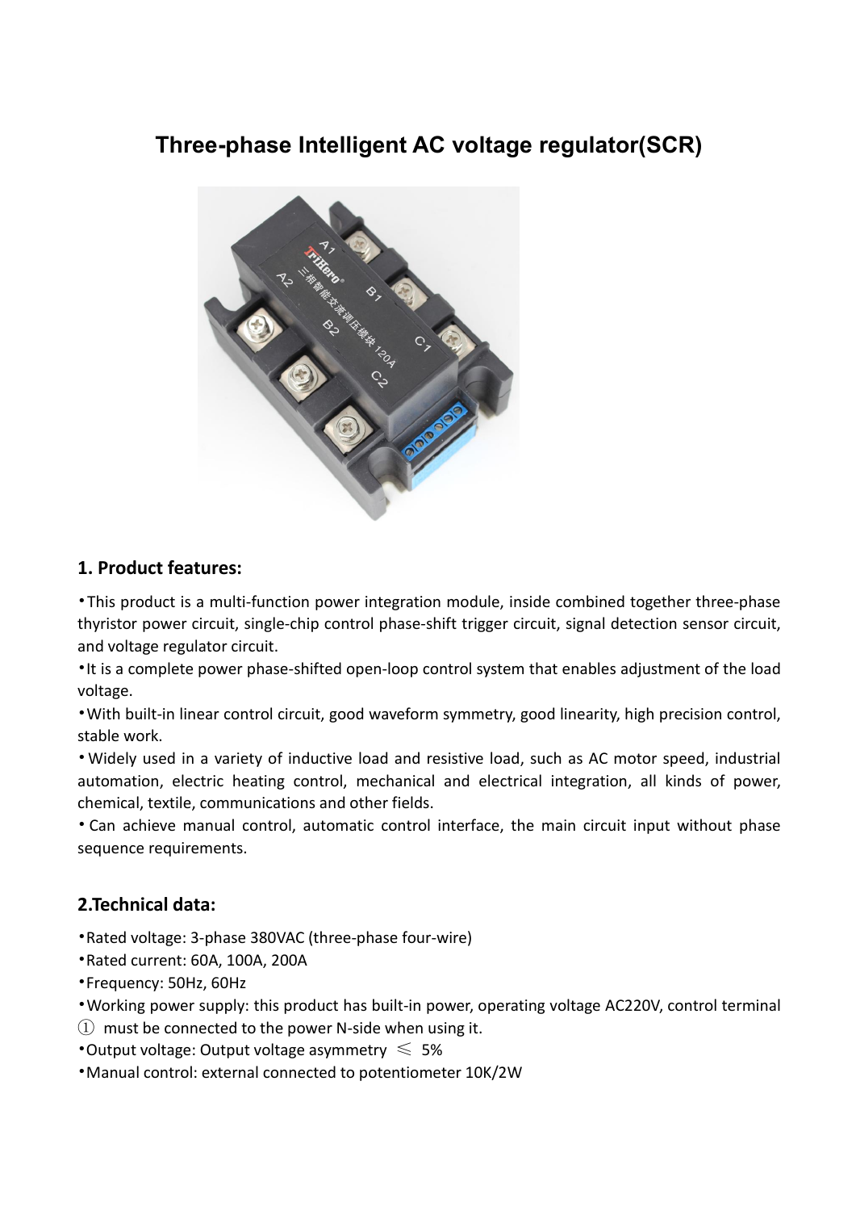# Three-phase Intelligent AC voltage regulator(SCR)

## 1. Product features:

•This product is a multi-function power integration module, inside combined together three-phase thyristor power circuit, single-chip control phase-shift trigger circuit, signal detection sensor circuit, and voltage regulator circuit.

•It is a complete power phase-shifted open-loop control system that enables adjustment of the load voltage.

•With built-in linear control circuit, good waveform symmetry, good linearity, high precision control, stable work.

• Widely used in a variety of inductive load and resistive load, such as AC motor speed, industrial automation, electric heating control, mechanical and electrical integration, all kinds of power, chemical, textile, communications and other fields.

• Can achieve manual control, automatic control interface, the main circuit input without phase sequence requirements.

## 2.Technical data:

•Rated voltage: 3-phase 380VAC (three-phase four-wire)

•Rated current: 60A, 100A, 200A

•Frequency: 50Hz, 60Hz

•Working power supply: this product has built-in power, operating voltage AC220V, control terminal ① must be connected to the power N-side when using it.

•Output voltage: Output voltage asymmetry ≤ 5%

•Manual control: external connected to potentiometer 10K/2W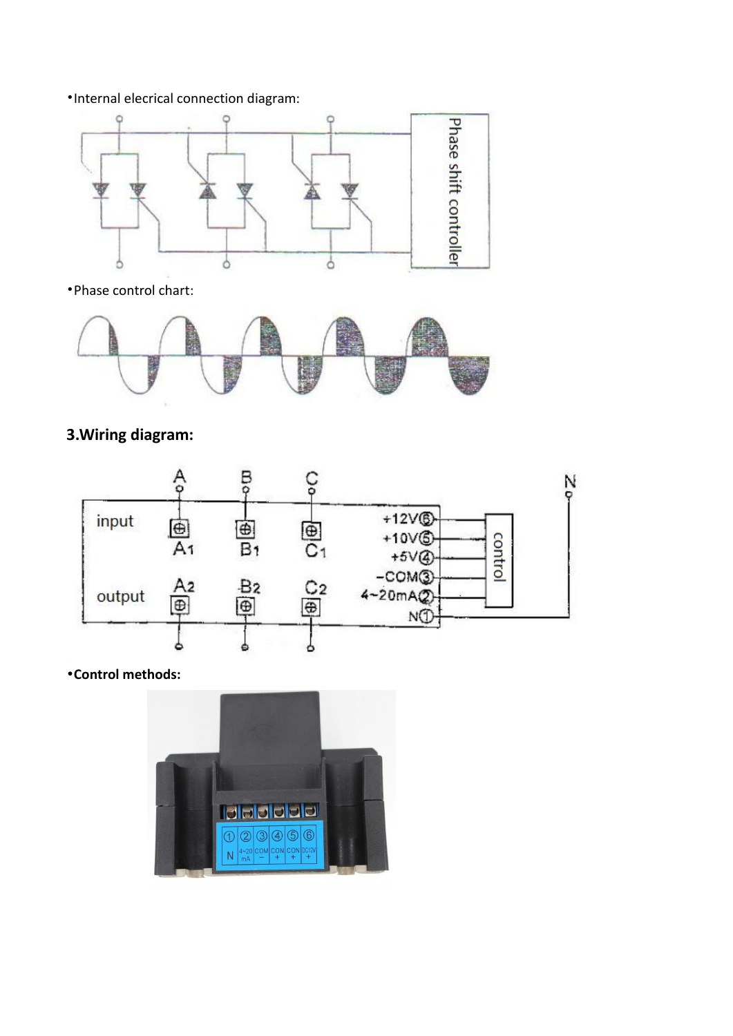•Internal elecrical connection diagram:

•Phase control chart:

## 3.Wiring diagram:

•**Control methods:**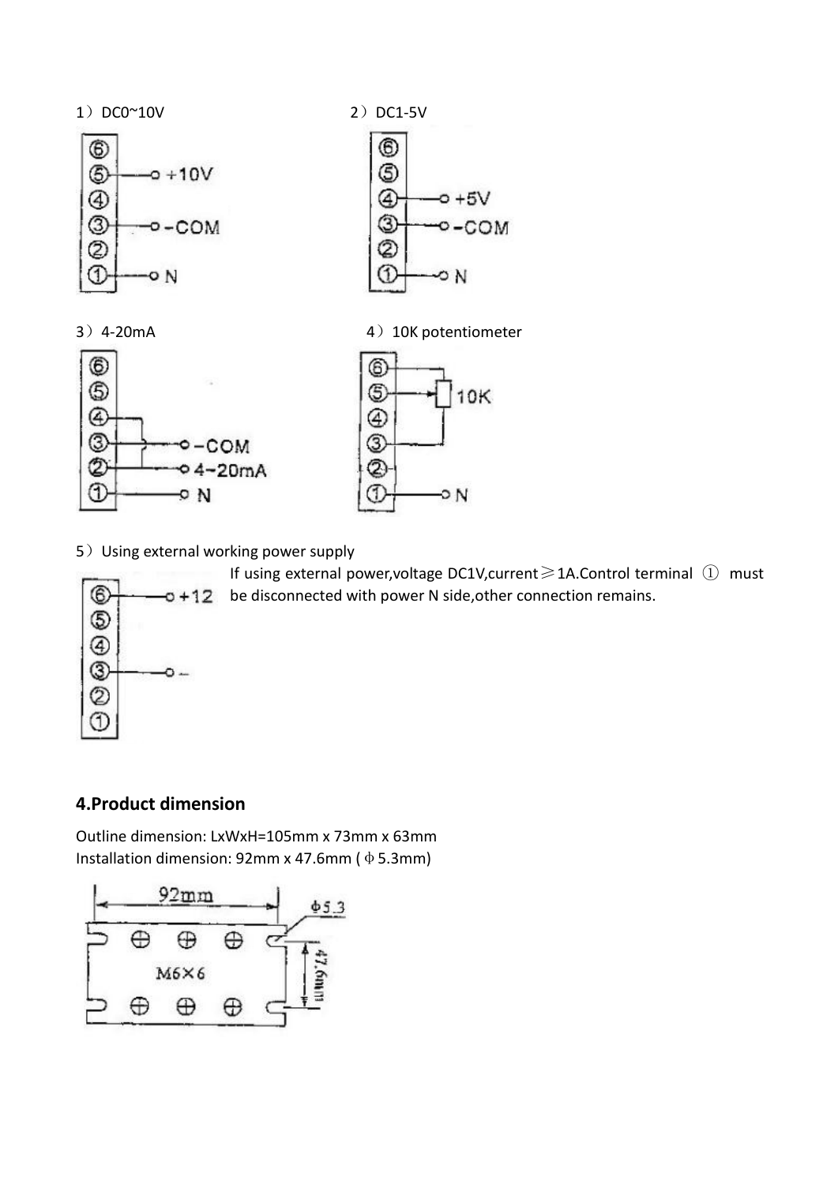1）DC0~10V

2）DC1-5V

3）4-20mA

4）10K potentiometer

5）Using external working power supply

If using external power,voltage DC1V,current≥1A.Control terminal ① must be disconnected with power N side,other connection remains.

## 4.Product dimension

Outline dimension: LxWxH=105mm x 73mm x 63mm
Installation dimension: 92mm x 47.6mm (Φ5.3mm)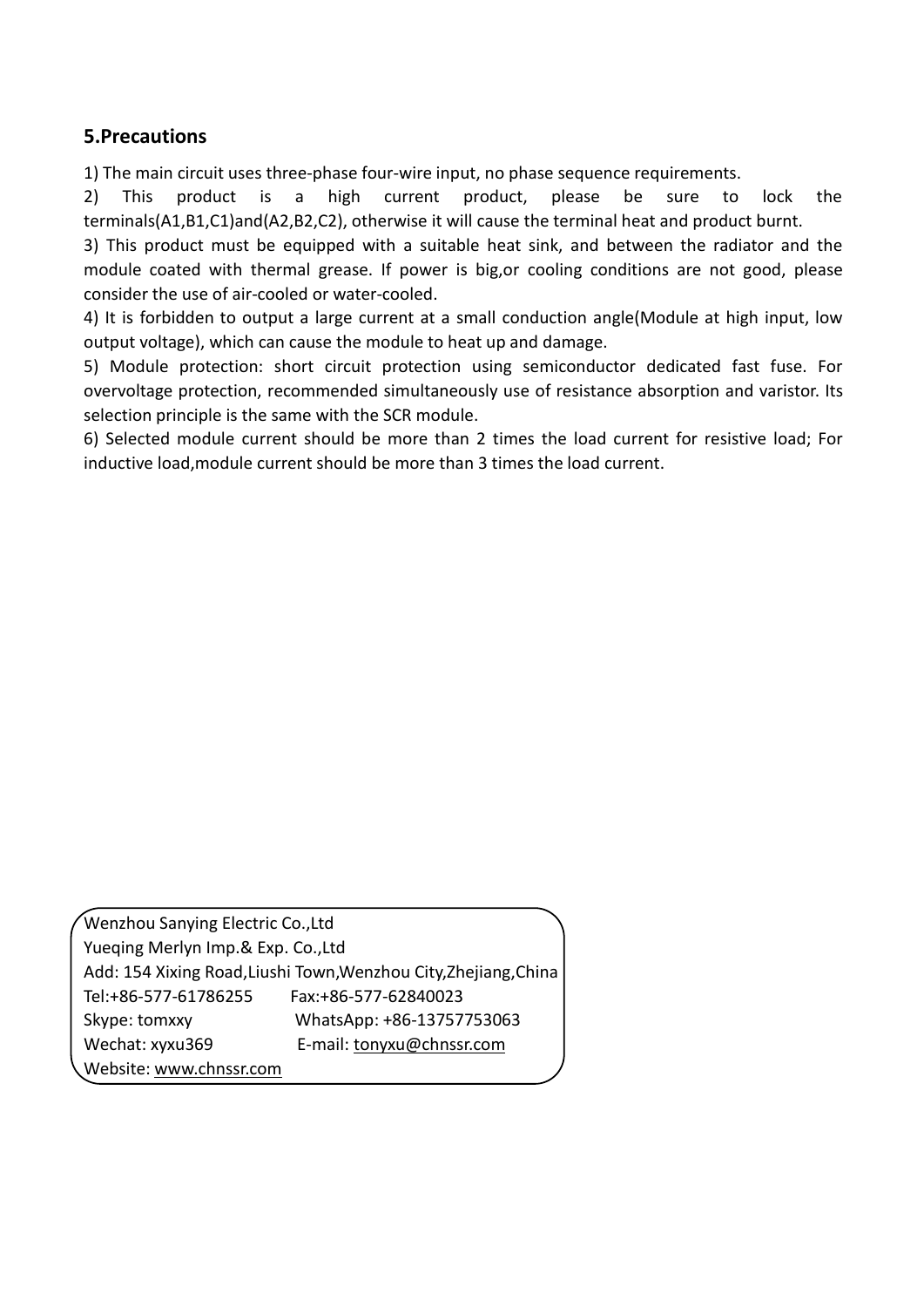## 5.Precautions

1) The main circuit uses three-phase four-wire input, no phase sequence requirements.
2) This product is a high current product, please be sure to lock the terminals(A1,B1,C1)and(A2,B2,C2), otherwise it will cause the terminal heat and product burnt.
3) This product must be equipped with a suitable heat sink, and between the radiator and the module coated with thermal grease. If power is big,or cooling conditions are not good, please consider the use of air-cooled or water-cooled.
4) It is forbidden to output a large current at a small conduction angle(Module at high input, low output voltage), which can cause the module to heat up and damage.
5) Module protection: short circuit protection using semiconductor dedicated fast fuse. For overvoltage protection, recommended simultaneously use of resistance absorption and varistor. Its selection principle is the same with the SCR module.
6) Selected module current should be more than 2 times the load current for resistive load; For inductive load,module current should be more than 3 times the load current.

Wenzhou Sanying Electric Co.,Ltd
Yueqing Merlyn Imp.& Exp. Co.,Ltd
Add: 154 Xixing Road,Liushi Town,Wenzhou City,Zhejiang,China
Tel:+86-577-61786255 Fax:+86-577-62840023
Skype: tomxxy WhatsApp: +86-13757753063
Wechat: xyxu369 E-mail: tonyxu@chnssr.com
Website: www.chnssr.com